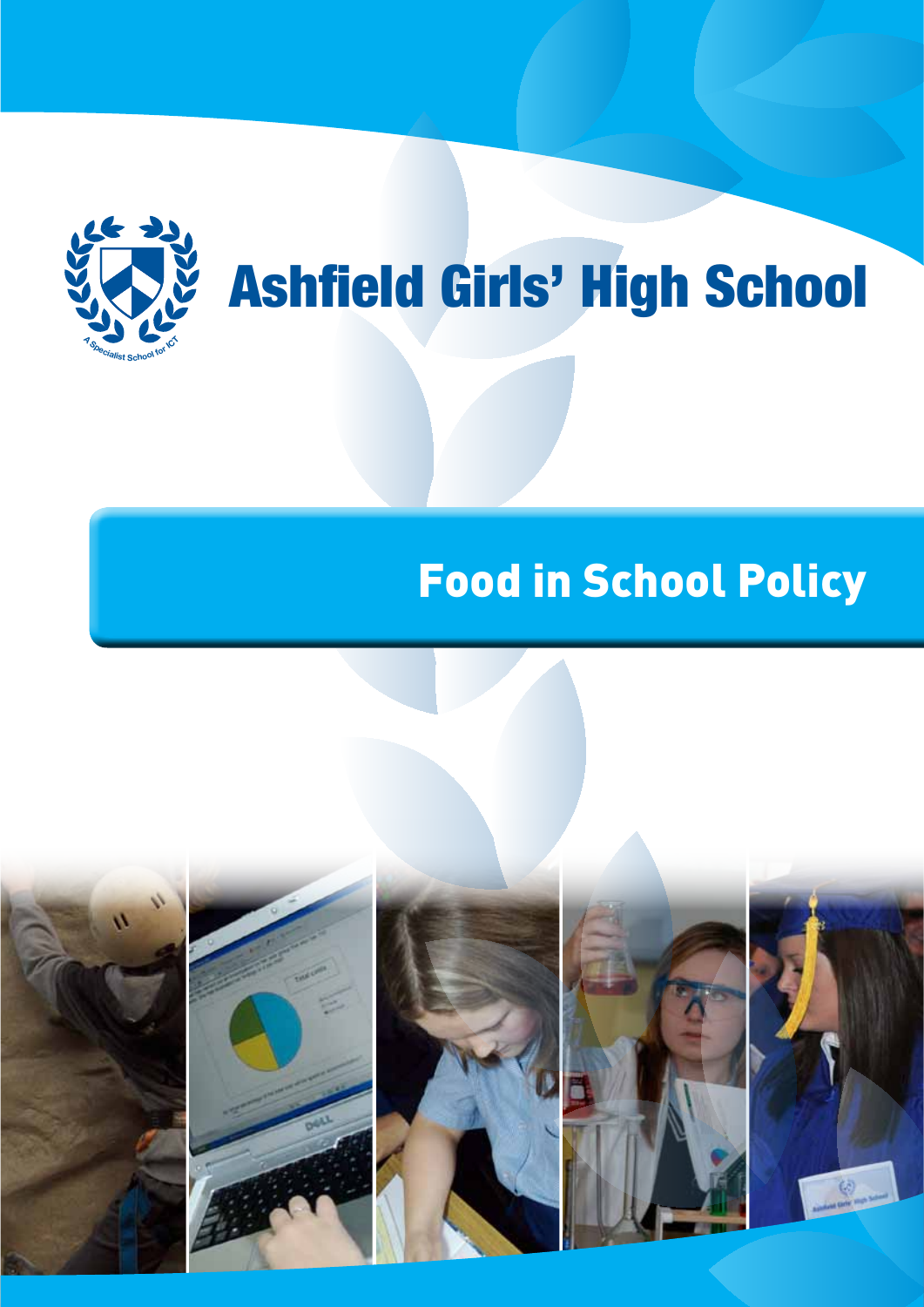# Ashfield Girls' High School

A Specialist School for ICT

## Food in School Policy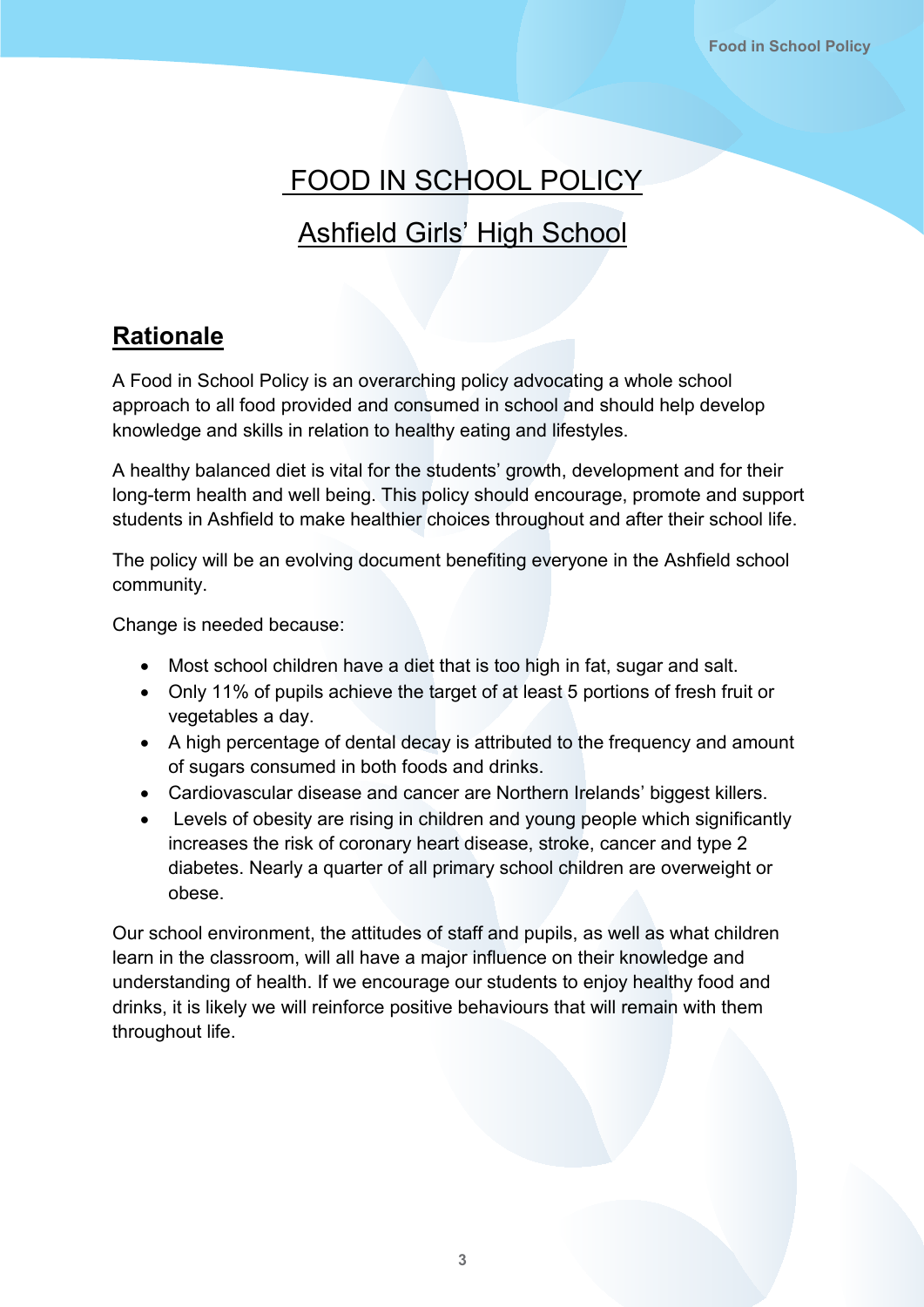# FOOD IN SCHOOL POLICY

## Ashfield Girls' High School

## Rationale

A Food in School Policy is an overarching policy advocating a whole school approach to all food provided and consumed in school and should help develop knowledge and skills in relation to healthy eating and lifestyles.

A healthy balanced diet is vital for the students' growth, development and for their long-term health and well being. This policy should encourage, promote and support students in Ashfield to make healthier choices throughout and after their school life.

The policy will be an evolving document benefiting everyone in the Ashfield school community.

Change is needed because:

- Most school children have a diet that is too high in fat, sugar and salt.
- Only 11% of pupils achieve the target of at least 5 portions of fresh fruit or vegetables a day.
- A high percentage of dental decay is attributed to the frequency and amount of sugars consumed in both foods and drinks.
- Cardiovascular disease and cancer are Northern Irelands' biggest killers.
- Levels of obesity are rising in children and young people which significantly increases the risk of coronary heart disease, stroke, cancer and type 2 diabetes. Nearly a quarter of all primary school children are overweight or obese.

Our school environment, the attitudes of staff and pupils, as well as what children learn in the classroom, will all have a major influence on their knowledge and understanding of health. If we encourage our students to enjoy healthy food and drinks, it is likely we will reinforce positive behaviours that will remain with them throughout life.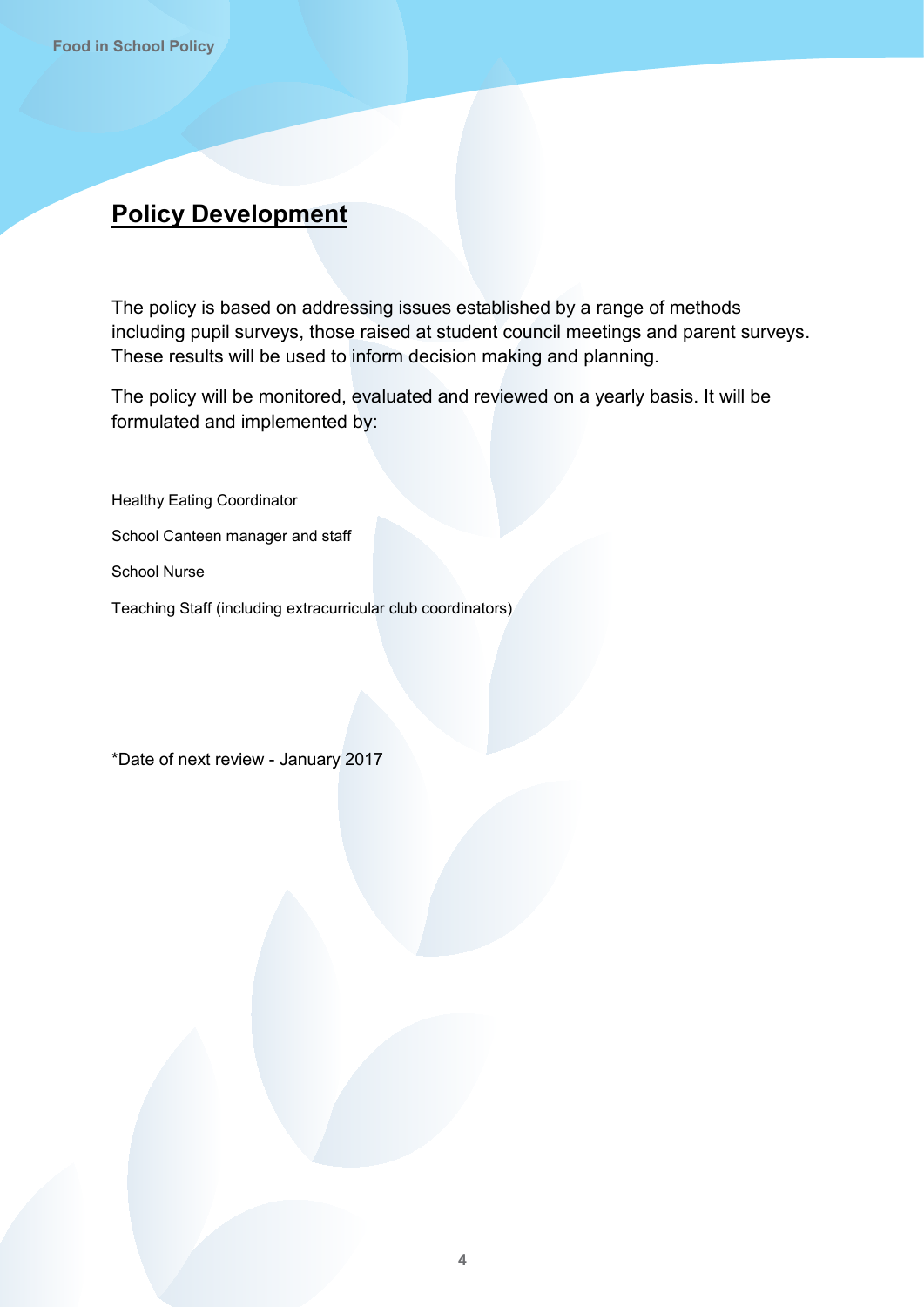## Policy Development

The policy is based on addressing issues established by a range of methods including pupil surveys, those raised at student council meetings and parent surveys. These results will be used to inform decision making and planning.

The policy will be monitored, evaluated and reviewed on a yearly basis. It will be formulated and implemented by:

Healthy Eating Coordinator

School Canteen manager and staff

School Nurse

Teaching Staff (including extracurricular club coordinators)

*Date of next review - January 2017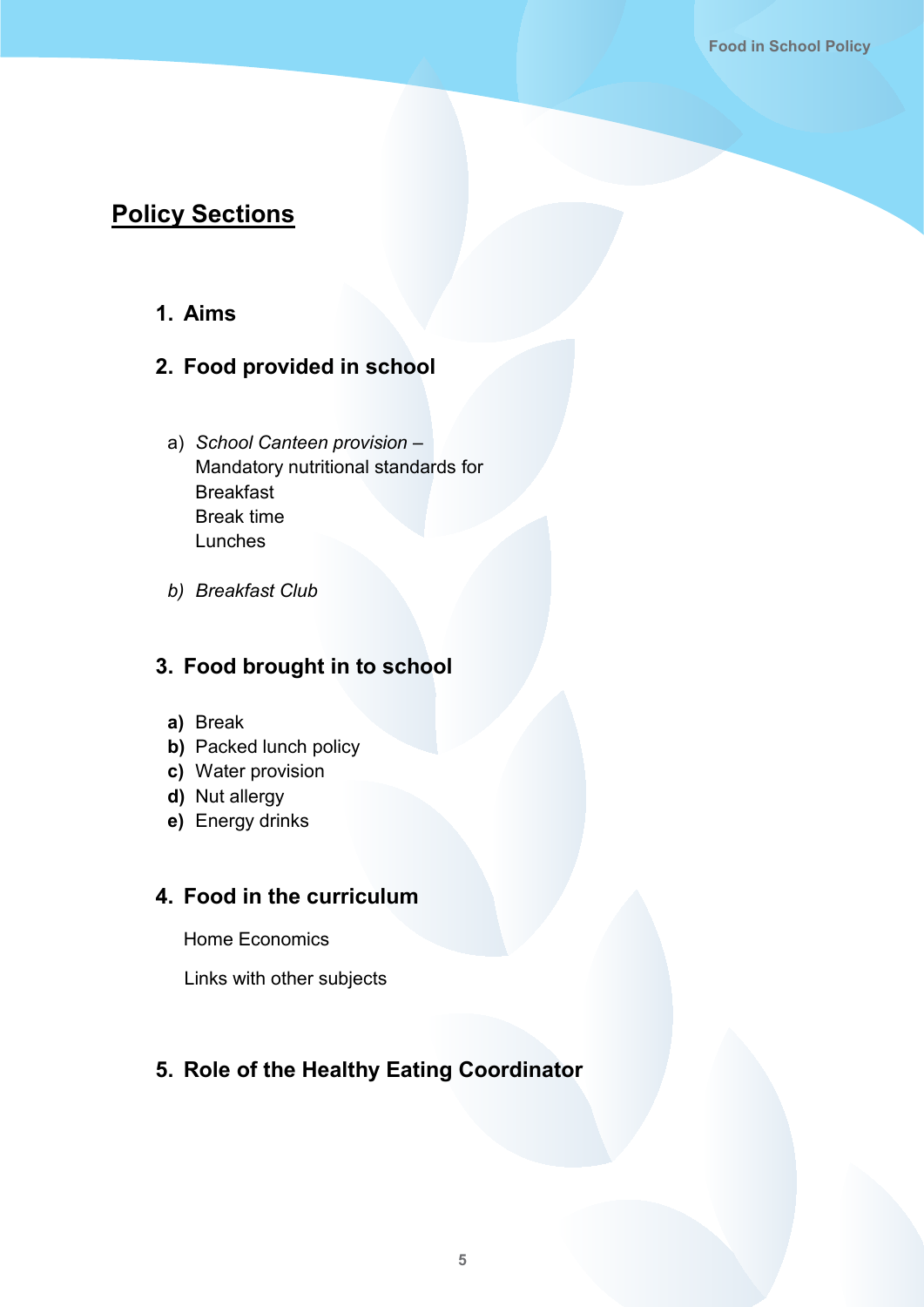## Policy Sections

1. **Aims**

2. **Food provided in school**

   a) *School Canteen provision –*
   Mandatory nutritional standards for
   Breakfast
   Break time
   Lunches

   b) *Breakfast Club*

3. **Food brought in to school**

   **a)** Break
   **b)** Packed lunch policy
   **c)** Water provision
   **d)** Nut allergy
   **e)** Energy drinks

4. **Food in the curriculum**

   Home Economics

   Links with other subjects

5. **Role of the Healthy Eating Coordinator**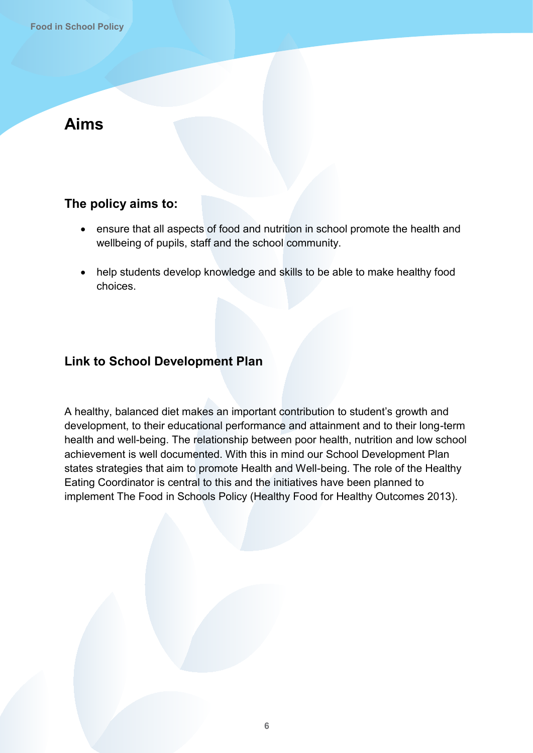# Aims

### The policy aims to:

- ensure that all aspects of food and nutrition in school promote the health and wellbeing of pupils, staff and the school community.
- help students develop knowledge and skills to be able to make healthy food choices.

### Link to School Development Plan

A healthy, balanced diet makes an important contribution to student's growth and development, to their educational performance and attainment and to their long-term health and well-being. The relationship between poor health, nutrition and low school achievement is well documented. With this in mind our School Development Plan states strategies that aim to promote Health and Well-being. The role of the Healthy Eating Coordinator is central to this and the initiatives have been planned to implement The Food in Schools Policy (Healthy Food for Healthy Outcomes 2013).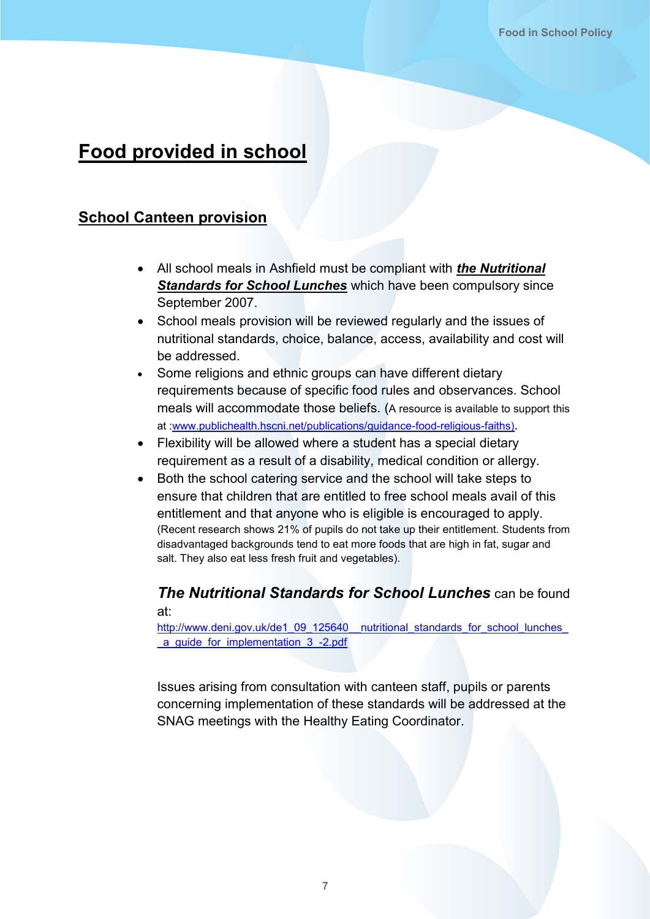# Food provided in school

## School Canteen provision

- All school meals in Ashfield must be compliant with ***the Nutritional Standards for School Lunches*** which have been compulsory since September 2007.
- School meals provision will be reviewed regularly and the issues of nutritional standards, choice, balance, access, availability and cost will be addressed.
- Some religions and ethnic groups can have different dietary requirements because of specific food rules and observances. School meals will accommodate those beliefs. (A resource is available to support this at :www.publichealth.hscni.net/publications/guidance-food-religious-faiths).
- Flexibility will be allowed where a student has a special dietary requirement as a result of a disability, medical condition or allergy.
- Both the school catering service and the school will take steps to ensure that children that are entitled to free school meals avail of this entitlement and that anyone who is eligible is encouraged to apply. (Recent research shows 21% of pupils do not take up their entitlement. Students from disadvantaged backgrounds tend to eat more foods that are high in fat, sugar and salt. They also eat less fresh fruit and vegetables).

***The Nutritional Standards for School Lunches*** can be found at:
http://www.deni.gov.uk/de1_09_125640__nutritional_standards_for_school_lunches__a_guide_for_implementation_3_-2.pdf

Issues arising from consultation with canteen staff, pupils or parents concerning implementation of these standards will be addressed at the SNAG meetings with the Healthy Eating Coordinator.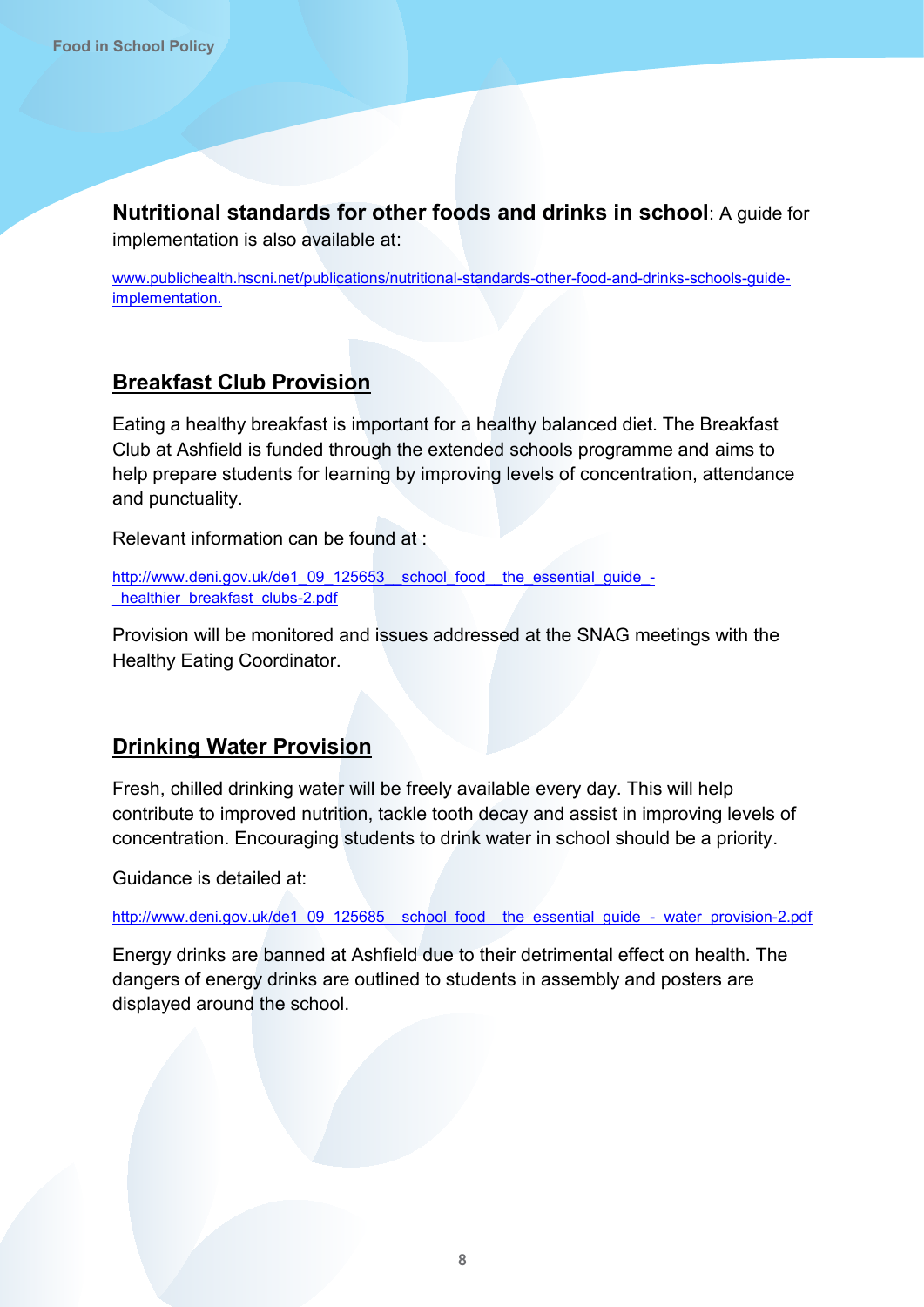**Nutritional standards for other foods and drinks in school**: A guide for implementation is also available at:

www.publichealth.hscni.net/publications/nutritional-standards-other-food-and-drinks-schools-guide-implementation.

## Breakfast Club Provision

Eating a healthy breakfast is important for a healthy balanced diet. The Breakfast Club at Ashfield is funded through the extended schools programme and aims to help prepare students for learning by improving levels of concentration, attendance and punctuality.

Relevant information can be found at :

http://www.deni.gov.uk/de1_09_125653__school_food__the_essential_guide_-_healthier_breakfast_clubs-2.pdf

Provision will be monitored and issues addressed at the SNAG meetings with the Healthy Eating Coordinator.

## Drinking Water Provision

Fresh, chilled drinking water will be freely available every day. This will help contribute to improved nutrition, tackle tooth decay and assist in improving levels of concentration. Encouraging students to drink water in school should be a priority.

Guidance is detailed at:

http://www.deni.gov.uk/de1_09_125685__school_food__the_essential_guide_-_water_provision-2.pdf

Energy drinks are banned at Ashfield due to their detrimental effect on health. The dangers of energy drinks are outlined to students in assembly and posters are displayed around the school.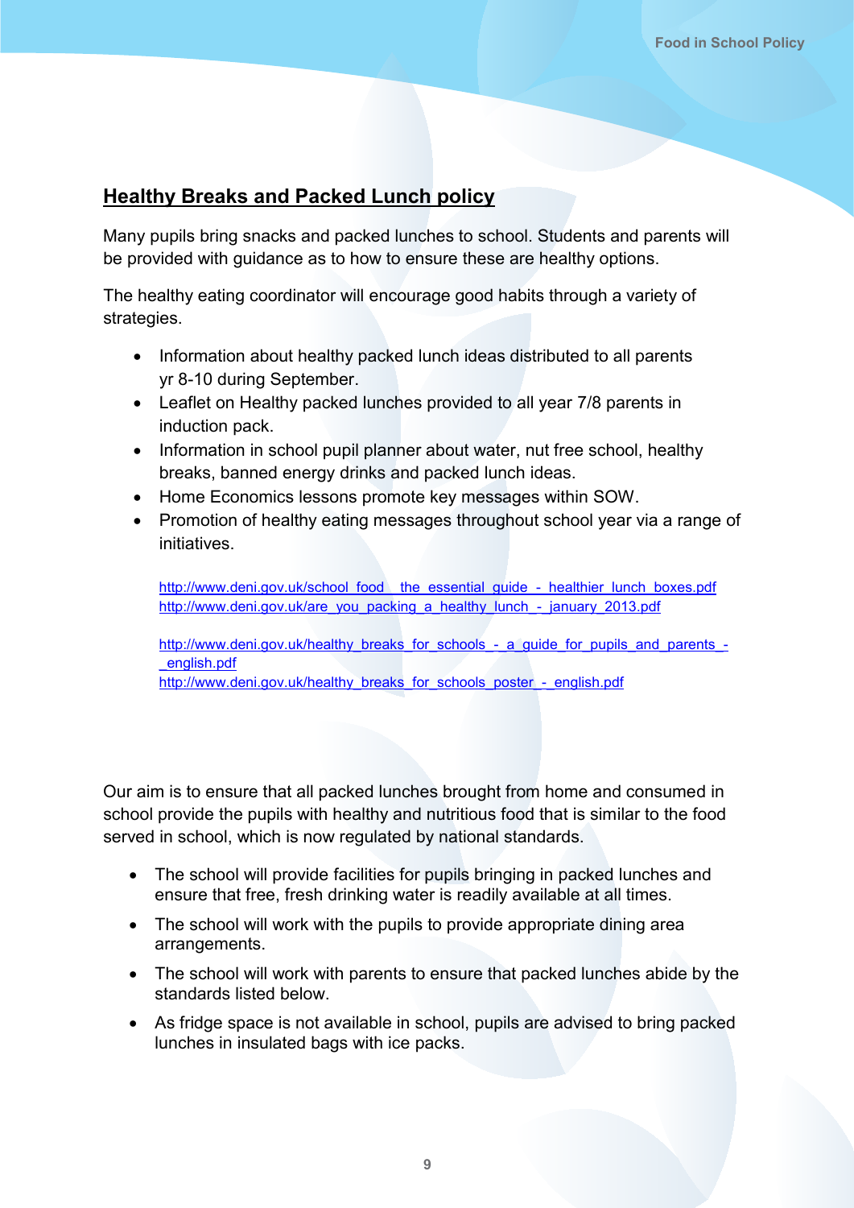## Healthy Breaks and Packed Lunch policy

Many pupils bring snacks and packed lunches to school. Students and parents will be provided with guidance as to how to ensure these are healthy options.

The healthy eating coordinator will encourage good habits through a variety of strategies.

- Information about healthy packed lunch ideas distributed to all parents yr 8-10 during September.
- Leaflet on Healthy packed lunches provided to all year 7/8 parents in induction pack.
- Information in school pupil planner about water, nut free school, healthy breaks, banned energy drinks and packed lunch ideas.
- Home Economics lessons promote key messages within SOW.
- Promotion of healthy eating messages throughout school year via a range of initiatives.

  http://www.deni.gov.uk/school_food__the_essential_guide_-_healthier_lunch_boxes.pdf
  http://www.deni.gov.uk/are_you_packing_a_healthy_lunch_-_january_2013.pdf

  http://www.deni.gov.uk/healthy_breaks_for_schools_-_a_guide_for_pupils_and_parents_-_english.pdf
  http://www.deni.gov.uk/healthy_breaks_for_schools_poster_-_english.pdf

Our aim is to ensure that all packed lunches brought from home and consumed in school provide the pupils with healthy and nutritious food that is similar to the food served in school, which is now regulated by national standards.

- The school will provide facilities for pupils bringing in packed lunches and ensure that free, fresh drinking water is readily available at all times.
- The school will work with the pupils to provide appropriate dining area arrangements.
- The school will work with parents to ensure that packed lunches abide by the standards listed below.
- As fridge space is not available in school, pupils are advised to bring packed lunches in insulated bags with ice packs.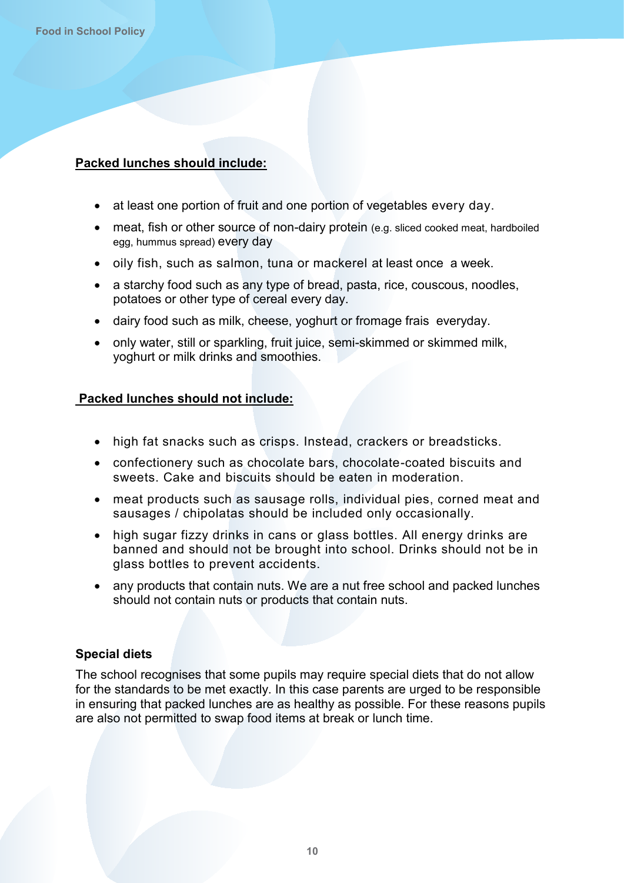**Packed lunches should include:**

- at least one portion of fruit and one portion of vegetables every day.
- meat, fish or other source of non-dairy protein (e.g. sliced cooked meat, hardboiled egg, hummus spread) every day
- oily fish, such as salmon, tuna or mackerel at least once a week.
- a starchy food such as any type of bread, pasta, rice, couscous, noodles, potatoes or other type of cereal every day.
- dairy food such as milk, cheese, yoghurt or fromage frais everyday.
- only water, still or sparkling, fruit juice, semi-skimmed or skimmed milk, yoghurt or milk drinks and smoothies.

**Packed lunches should not include:**

- high fat snacks such as crisps. Instead, crackers or breadsticks.
- confectionery such as chocolate bars, chocolate-coated biscuits and sweets. Cake and biscuits should be eaten in moderation.
- meat products such as sausage rolls, individual pies, corned meat and sausages / chipolatas should be included only occasionally.
- high sugar fizzy drinks in cans or glass bottles. All energy drinks are banned and should not be brought into school. Drinks should not be in glass bottles to prevent accidents.
- any products that contain nuts. We are a nut free school and packed lunches should not contain nuts or products that contain nuts.

**Special diets**

The school recognises that some pupils may require special diets that do not allow for the standards to be met exactly. In this case parents are urged to be responsible in ensuring that packed lunches are as healthy as possible. For these reasons pupils are also not permitted to swap food items at break or lunch time.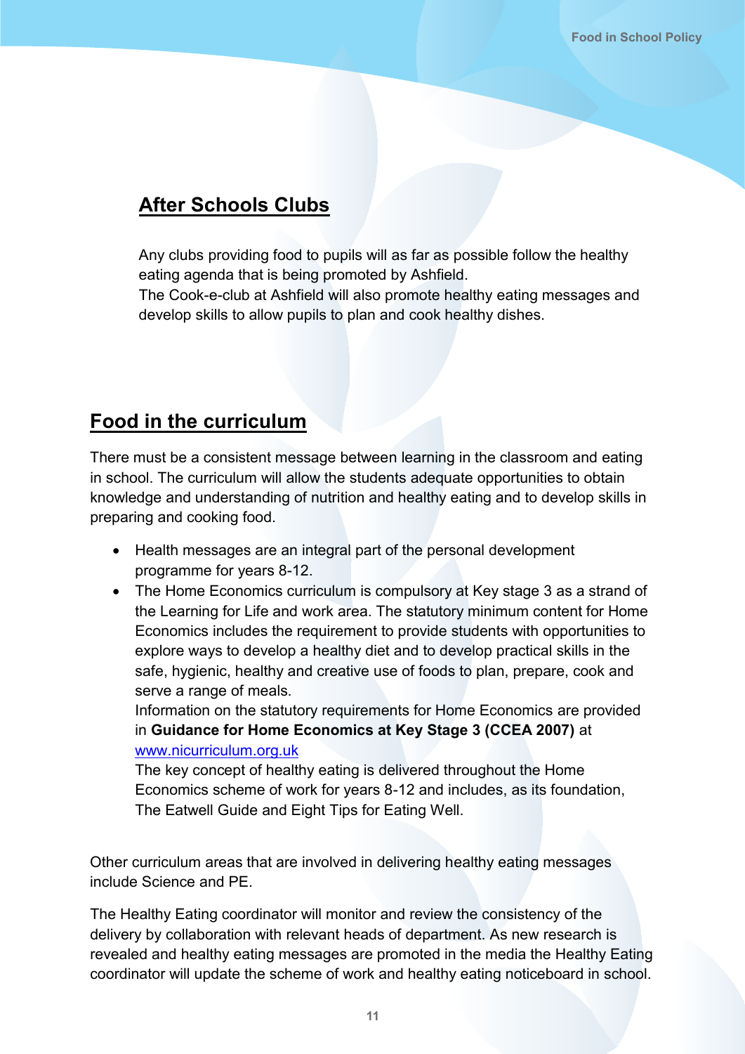## After Schools Clubs

Any clubs providing food to pupils will as far as possible follow the healthy eating agenda that is being promoted by Ashfield.
The Cook-e-club at Ashfield will also promote healthy eating messages and develop skills to allow pupils to plan and cook healthy dishes.

## Food in the curriculum

There must be a consistent message between learning in the classroom and eating in school. The curriculum will allow the students adequate opportunities to obtain knowledge and understanding of nutrition and healthy eating and to develop skills in preparing and cooking food.

- Health messages are an integral part of the personal development programme for years 8-12.
- The Home Economics curriculum is compulsory at Key stage 3 as a strand of the Learning for Life and work area. The statutory minimum content for Home Economics includes the requirement to provide students with opportunities to explore ways to develop a healthy diet and to develop practical skills in the safe, hygienic, healthy and creative use of foods to plan, prepare, cook and serve a range of meals.
  Information on the statutory requirements for Home Economics are provided in **Guidance for Home Economics at Key Stage 3 (CCEA 2007)** at [www.nicurriculum.org.uk](www.nicurriculum.org.uk)
  The key concept of healthy eating is delivered throughout the Home Economics scheme of work for years 8-12 and includes, as its foundation, The Eatwell Guide and Eight Tips for Eating Well.

Other curriculum areas that are involved in delivering healthy eating messages include Science and PE.

The Healthy Eating coordinator will monitor and review the consistency of the delivery by collaboration with relevant heads of department. As new research is revealed and healthy eating messages are promoted in the media the Healthy Eating coordinator will update the scheme of work and healthy eating noticeboard in school.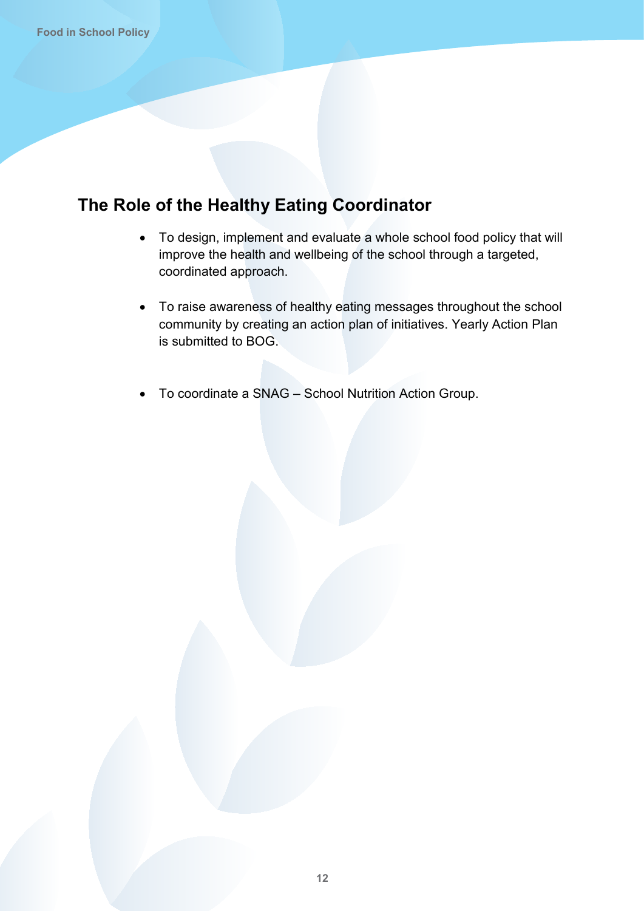## The Role of the Healthy Eating Coordinator

- To design, implement and evaluate a whole school food policy that will improve the health and wellbeing of the school through a targeted, coordinated approach.

- To raise awareness of healthy eating messages throughout the school community by creating an action plan of initiatives. Yearly Action Plan is submitted to BOG.

- To coordinate a SNAG – School Nutrition Action Group.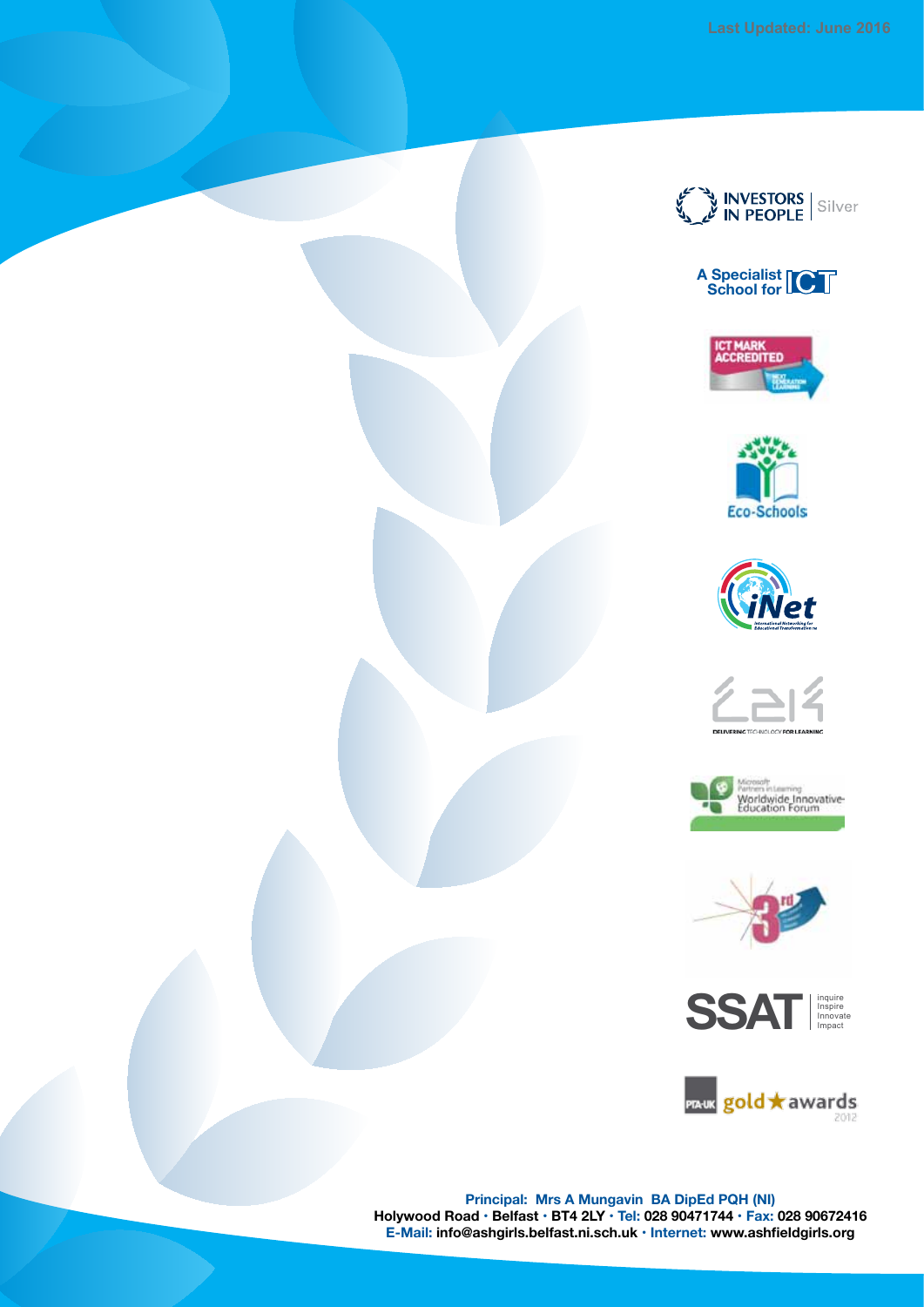Last Updated: June 2016

INVESTORS IN PEOPLE | Silver

A Specialist School for ICT

ICT MARK ACCREDITED

Eco-Schools

iNet

DELIVERING TECHNOLOGY FOR LEARNING

Microsoft Partners in Learning Worldwide Innovative Education Forum

SSAT | Inquire Inspire Innovate Impact

PTA-UK gold awards 2012

**Principal: Mrs A Mungavin BA DipEd PQH (NI)**

**Holywood Road · Belfast · BT4 2LY · Tel: 028 90471744 · Fax: 028 90672416**

**E-Mail: info@ashgirls.belfast.ni.sch.uk · Internet: www.ashfieldgirls.org**